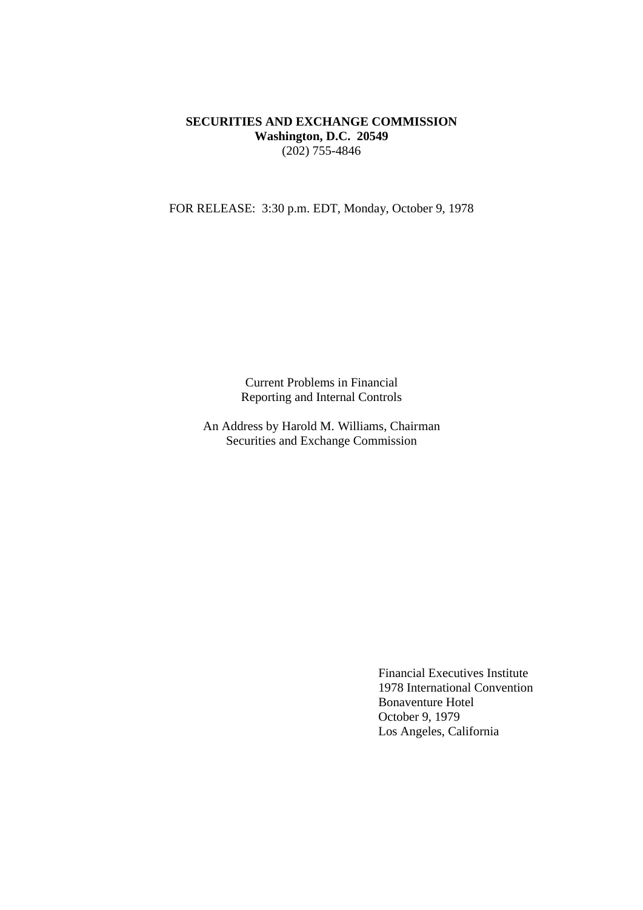**SECURITIES AND EXCHANGE COMMISSION**
**Washington, D.C. 20549**
(202) 755-4846

FOR RELEASE: 3:30 p.m. EDT, Monday, October 9, 1978

Current Problems in Financial
Reporting and Internal Controls

An Address by Harold M. Williams, Chairman
Securities and Exchange Commission

Financial Executives Institute
1978 International Convention
Bonaventure Hotel
October 9, 1979
Los Angeles, California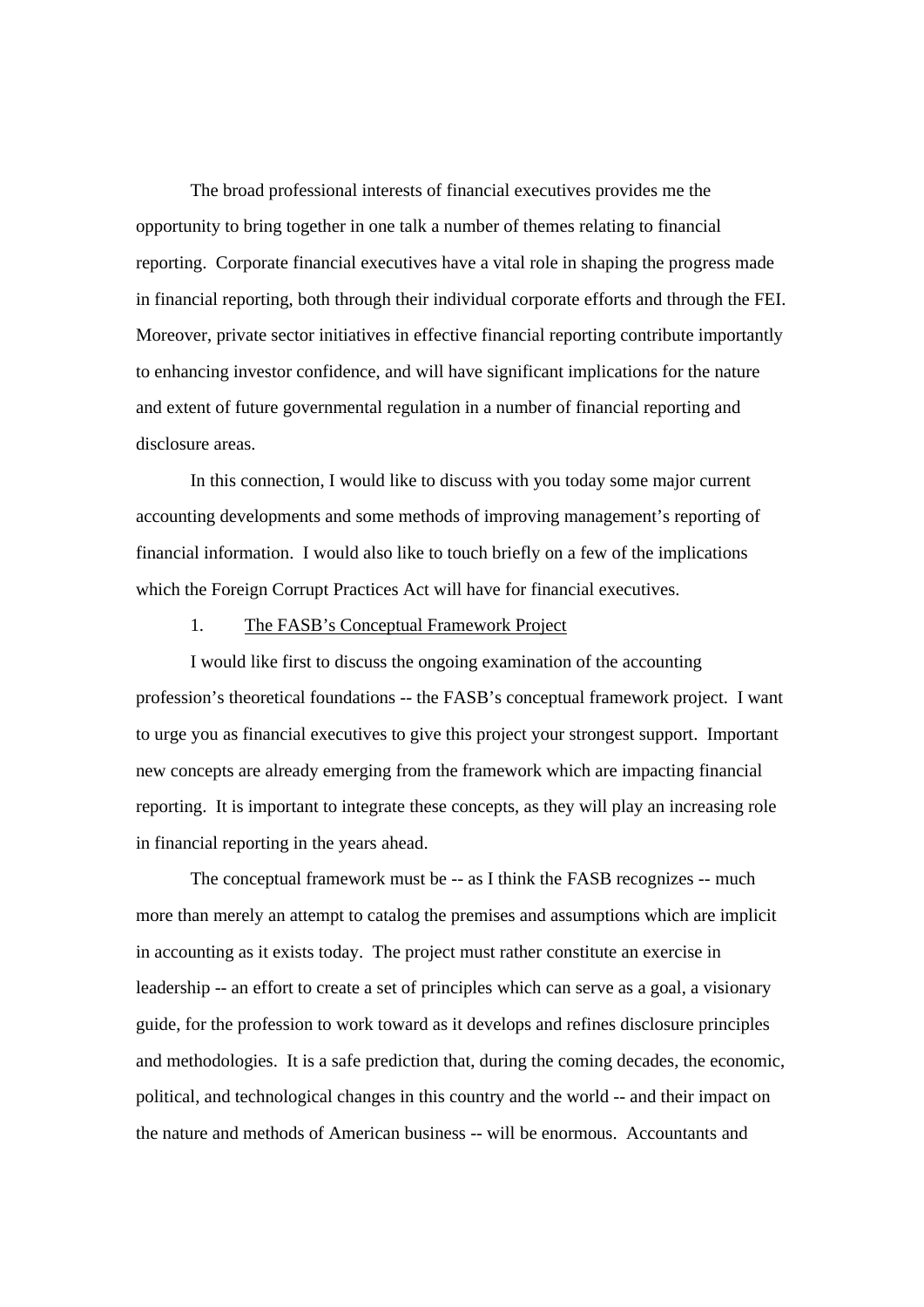The broad professional interests of financial executives provides me the opportunity to bring together in one talk a number of themes relating to financial reporting. Corporate financial executives have a vital role in shaping the progress made in financial reporting, both through their individual corporate efforts and through the FEI. Moreover, private sector initiatives in effective financial reporting contribute importantly to enhancing investor confidence, and will have significant implications for the nature and extent of future governmental regulation in a number of financial reporting and disclosure areas.

In this connection, I would like to discuss with you today some major current accounting developments and some methods of improving management's reporting of financial information. I would also like to touch briefly on a few of the implications which the Foreign Corrupt Practices Act will have for financial executives.

1. <u>The FASB's Conceptual Framework Project</u>

I would like first to discuss the ongoing examination of the accounting profession's theoretical foundations -- the FASB's conceptual framework project. I want to urge you as financial executives to give this project your strongest support. Important new concepts are already emerging from the framework which are impacting financial reporting. It is important to integrate these concepts, as they will play an increasing role in financial reporting in the years ahead.

The conceptual framework must be -- as I think the FASB recognizes -- much more than merely an attempt to catalog the premises and assumptions which are implicit in accounting as it exists today. The project must rather constitute an exercise in leadership -- an effort to create a set of principles which can serve as a goal, a visionary guide, for the profession to work toward as it develops and refines disclosure principles and methodologies. It is a safe prediction that, during the coming decades, the economic, political, and technological changes in this country and the world -- and their impact on the nature and methods of American business -- will be enormous. Accountants and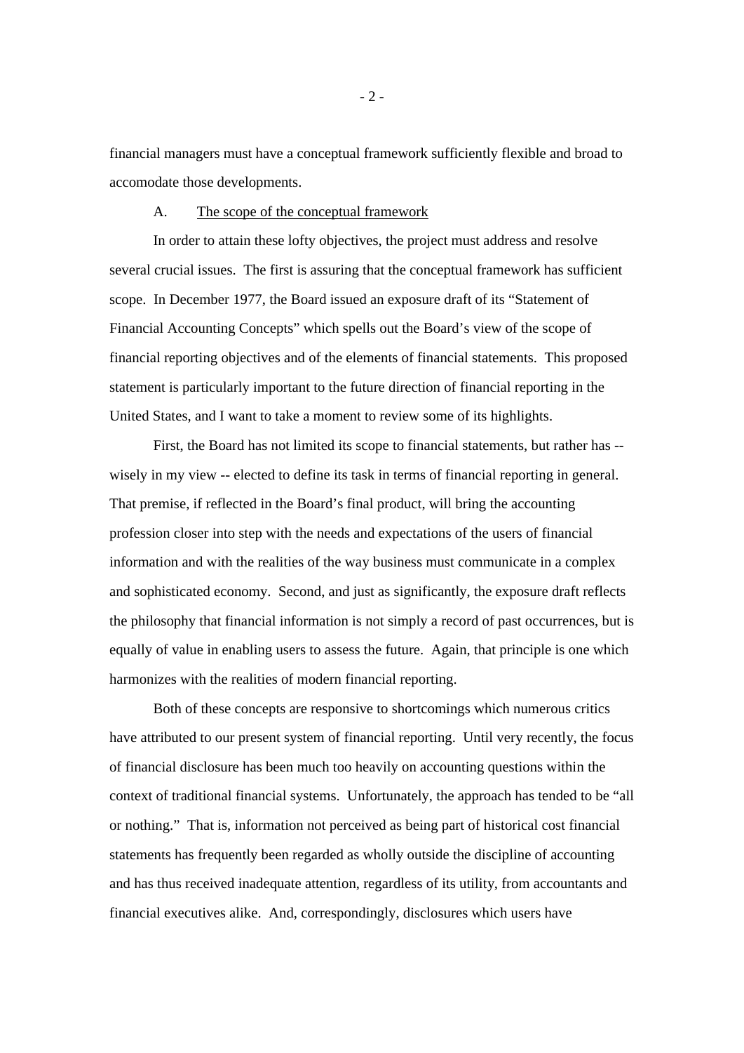financial managers must have a conceptual framework sufficiently flexible and broad to accomodate those developments.

A. <u>The scope of the conceptual framework</u>

In order to attain these lofty objectives, the project must address and resolve several crucial issues. The first is assuring that the conceptual framework has sufficient scope. In December 1977, the Board issued an exposure draft of its "Statement of Financial Accounting Concepts" which spells out the Board's view of the scope of financial reporting objectives and of the elements of financial statements. This proposed statement is particularly important to the future direction of financial reporting in the United States, and I want to take a moment to review some of its highlights.

First, the Board has not limited its scope to financial statements, but rather has -- wisely in my view -- elected to define its task in terms of financial reporting in general. That premise, if reflected in the Board's final product, will bring the accounting profession closer into step with the needs and expectations of the users of financial information and with the realities of the way business must communicate in a complex and sophisticated economy. Second, and just as significantly, the exposure draft reflects the philosophy that financial information is not simply a record of past occurrences, but is equally of value in enabling users to assess the future. Again, that principle is one which harmonizes with the realities of modern financial reporting.

Both of these concepts are responsive to shortcomings which numerous critics have attributed to our present system of financial reporting. Until very recently, the focus of financial disclosure has been much too heavily on accounting questions within the context of traditional financial systems. Unfortunately, the approach has tended to be "all or nothing." That is, information not perceived as being part of historical cost financial statements has frequently been regarded as wholly outside the discipline of accounting and has thus received inadequate attention, regardless of its utility, from accountants and financial executives alike. And, correspondingly, disclosures which users have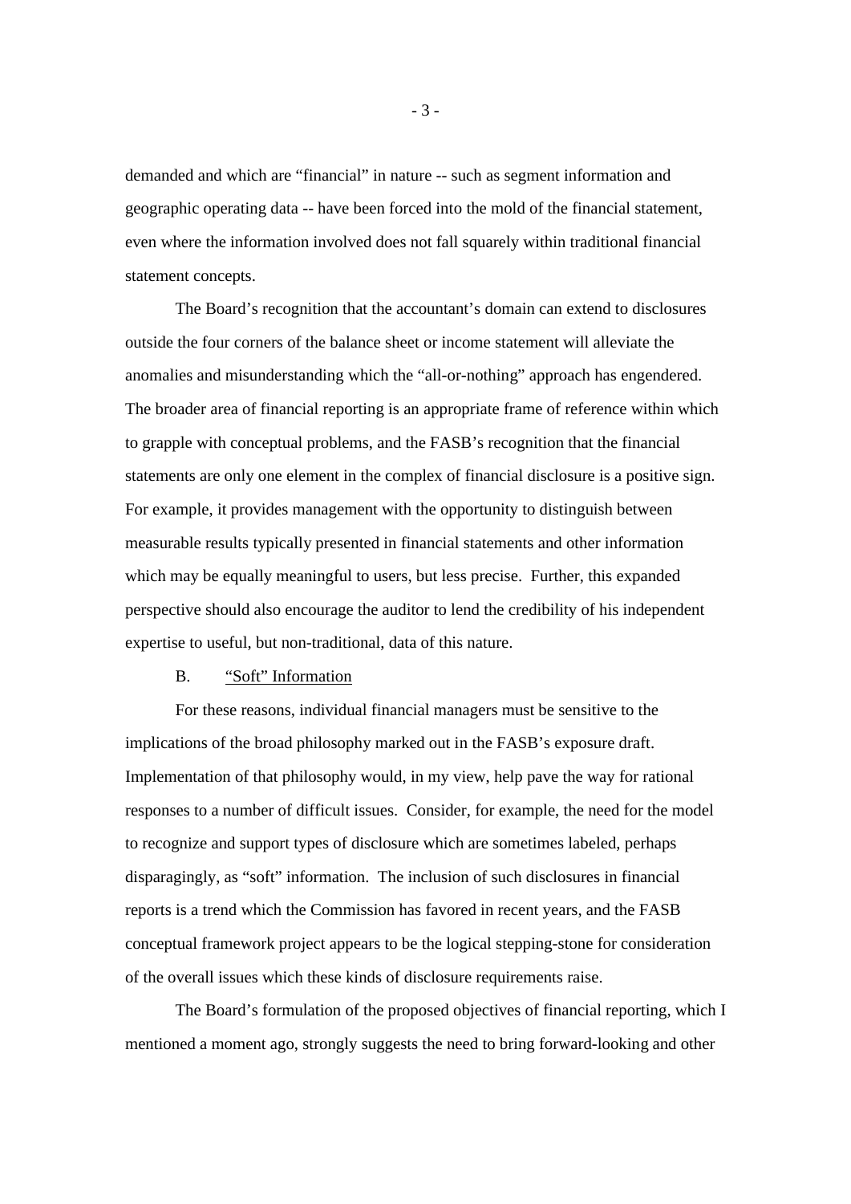demanded and which are "financial" in nature -- such as segment information and geographic operating data -- have been forced into the mold of the financial statement, even where the information involved does not fall squarely within traditional financial statement concepts.

The Board's recognition that the accountant's domain can extend to disclosures outside the four corners of the balance sheet or income statement will alleviate the anomalies and misunderstanding which the "all-or-nothing" approach has engendered. The broader area of financial reporting is an appropriate frame of reference within which to grapple with conceptual problems, and the FASB's recognition that the financial statements are only one element in the complex of financial disclosure is a positive sign. For example, it provides management with the opportunity to distinguish between measurable results typically presented in financial statements and other information which may be equally meaningful to users, but less precise. Further, this expanded perspective should also encourage the auditor to lend the credibility of his independent expertise to useful, but non-traditional, data of this nature.

B. "Soft" Information

For these reasons, individual financial managers must be sensitive to the implications of the broad philosophy marked out in the FASB's exposure draft. Implementation of that philosophy would, in my view, help pave the way for rational responses to a number of difficult issues. Consider, for example, the need for the model to recognize and support types of disclosure which are sometimes labeled, perhaps disparagingly, as "soft" information. The inclusion of such disclosures in financial reports is a trend which the Commission has favored in recent years, and the FASB conceptual framework project appears to be the logical stepping-stone for consideration of the overall issues which these kinds of disclosure requirements raise.

The Board's formulation of the proposed objectives of financial reporting, which I mentioned a moment ago, strongly suggests the need to bring forward-looking and other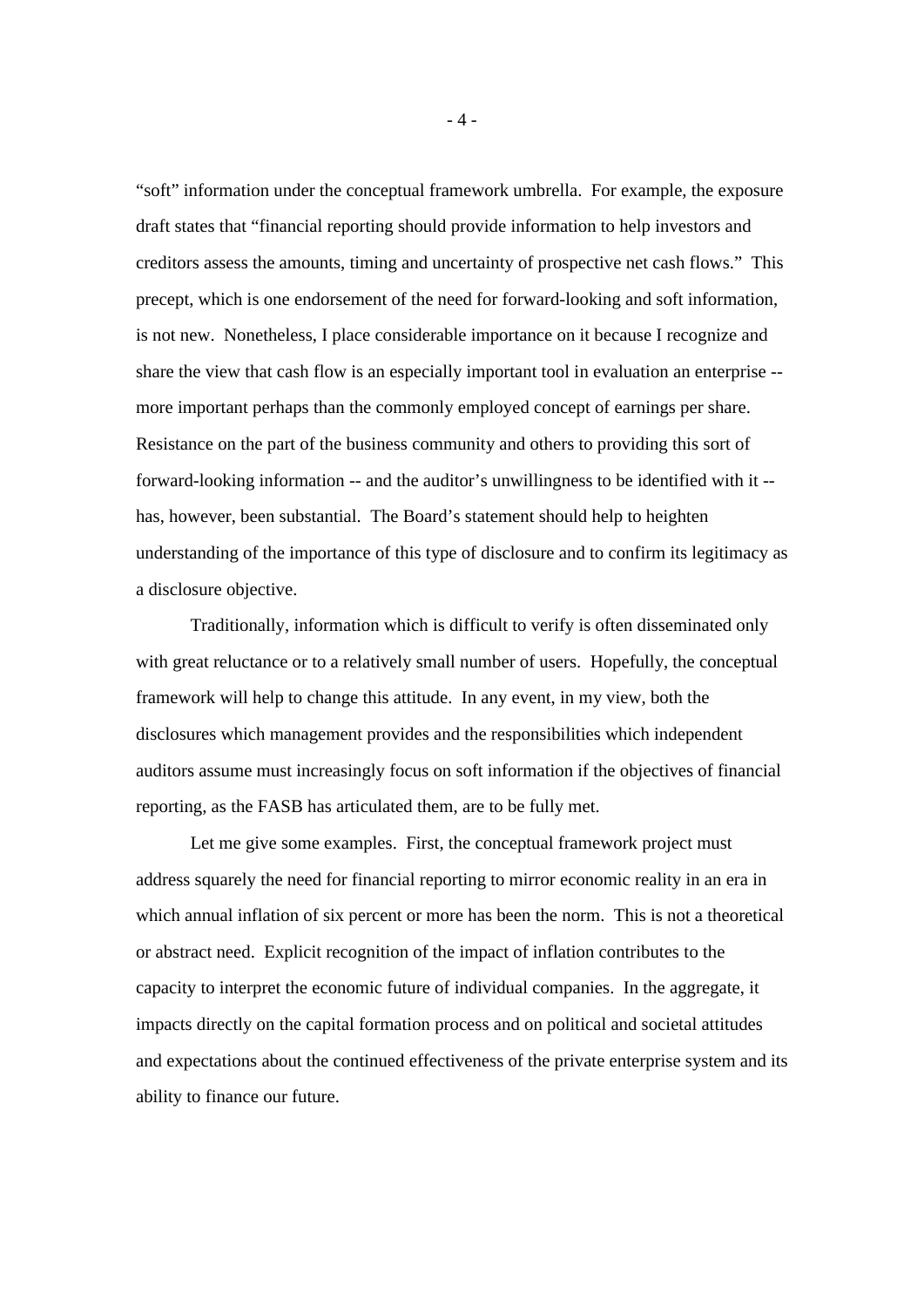"soft" information under the conceptual framework umbrella. For example, the exposure draft states that "financial reporting should provide information to help investors and creditors assess the amounts, timing and uncertainty of prospective net cash flows." This precept, which is one endorsement of the need for forward-looking and soft information, is not new. Nonetheless, I place considerable importance on it because I recognize and share the view that cash flow is an especially important tool in evaluation an enterprise -- more important perhaps than the commonly employed concept of earnings per share. Resistance on the part of the business community and others to providing this sort of forward-looking information -- and the auditor's unwillingness to be identified with it -- has, however, been substantial. The Board's statement should help to heighten understanding of the importance of this type of disclosure and to confirm its legitimacy as a disclosure objective.

Traditionally, information which is difficult to verify is often disseminated only with great reluctance or to a relatively small number of users. Hopefully, the conceptual framework will help to change this attitude. In any event, in my view, both the disclosures which management provides and the responsibilities which independent auditors assume must increasingly focus on soft information if the objectives of financial reporting, as the FASB has articulated them, are to be fully met.

Let me give some examples. First, the conceptual framework project must address squarely the need for financial reporting to mirror economic reality in an era in which annual inflation of six percent or more has been the norm. This is not a theoretical or abstract need. Explicit recognition of the impact of inflation contributes to the capacity to interpret the economic future of individual companies. In the aggregate, it impacts directly on the capital formation process and on political and societal attitudes and expectations about the continued effectiveness of the private enterprise system and its ability to finance our future.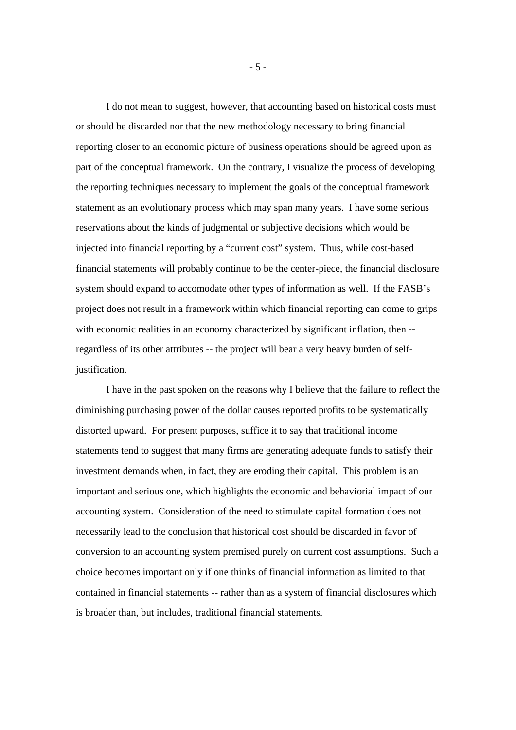I do not mean to suggest, however, that accounting based on historical costs must or should be discarded nor that the new methodology necessary to bring financial reporting closer to an economic picture of business operations should be agreed upon as part of the conceptual framework. On the contrary, I visualize the process of developing the reporting techniques necessary to implement the goals of the conceptual framework statement as an evolutionary process which may span many years. I have some serious reservations about the kinds of judgmental or subjective decisions which would be injected into financial reporting by a "current cost" system. Thus, while cost-based financial statements will probably continue to be the center-piece, the financial disclosure system should expand to accomodate other types of information as well. If the FASB's project does not result in a framework within which financial reporting can come to grips with economic realities in an economy characterized by significant inflation, then -- regardless of its other attributes -- the project will bear a very heavy burden of self-justification.

I have in the past spoken on the reasons why I believe that the failure to reflect the diminishing purchasing power of the dollar causes reported profits to be systematically distorted upward. For present purposes, suffice it to say that traditional income statements tend to suggest that many firms are generating adequate funds to satisfy their investment demands when, in fact, they are eroding their capital. This problem is an important and serious one, which highlights the economic and behaviorial impact of our accounting system. Consideration of the need to stimulate capital formation does not necessarily lead to the conclusion that historical cost should be discarded in favor of conversion to an accounting system premised purely on current cost assumptions. Such a choice becomes important only if one thinks of financial information as limited to that contained in financial statements -- rather than as a system of financial disclosures which is broader than, but includes, traditional financial statements.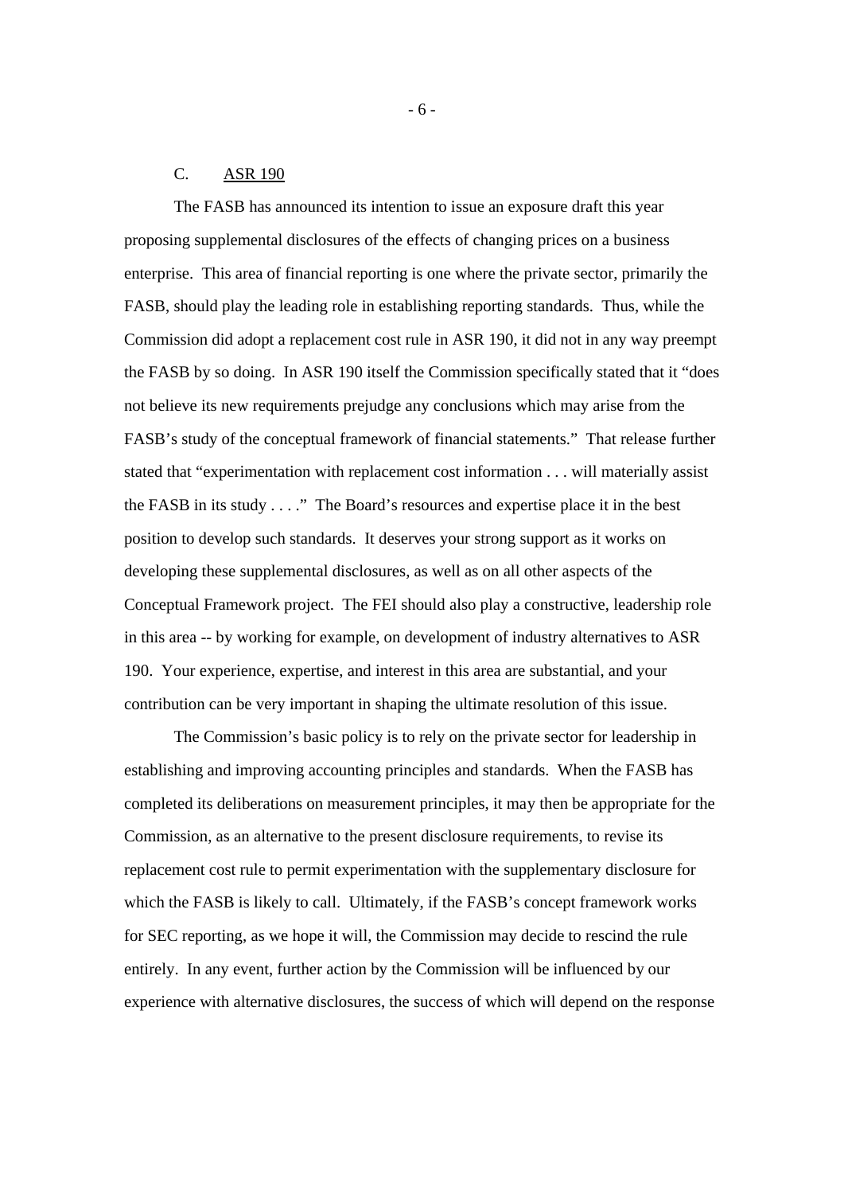### C. ASR 190

The FASB has announced its intention to issue an exposure draft this year proposing supplemental disclosures of the effects of changing prices on a business enterprise. This area of financial reporting is one where the private sector, primarily the FASB, should play the leading role in establishing reporting standards. Thus, while the Commission did adopt a replacement cost rule in ASR 190, it did not in any way preempt the FASB by so doing. In ASR 190 itself the Commission specifically stated that it "does not believe its new requirements prejudge any conclusions which may arise from the FASB's study of the conceptual framework of financial statements." That release further stated that "experimentation with replacement cost information . . . will materially assist the FASB in its study . . . ." The Board's resources and expertise place it in the best position to develop such standards. It deserves your strong support as it works on developing these supplemental disclosures, as well as on all other aspects of the Conceptual Framework project. The FEI should also play a constructive, leadership role in this area -- by working for example, on development of industry alternatives to ASR 190. Your experience, expertise, and interest in this area are substantial, and your contribution can be very important in shaping the ultimate resolution of this issue.

The Commission's basic policy is to rely on the private sector for leadership in establishing and improving accounting principles and standards. When the FASB has completed its deliberations on measurement principles, it may then be appropriate for the Commission, as an alternative to the present disclosure requirements, to revise its replacement cost rule to permit experimentation with the supplementary disclosure for which the FASB is likely to call. Ultimately, if the FASB's concept framework works for SEC reporting, as we hope it will, the Commission may decide to rescind the rule entirely. In any event, further action by the Commission will be influenced by our experience with alternative disclosures, the success of which will depend on the response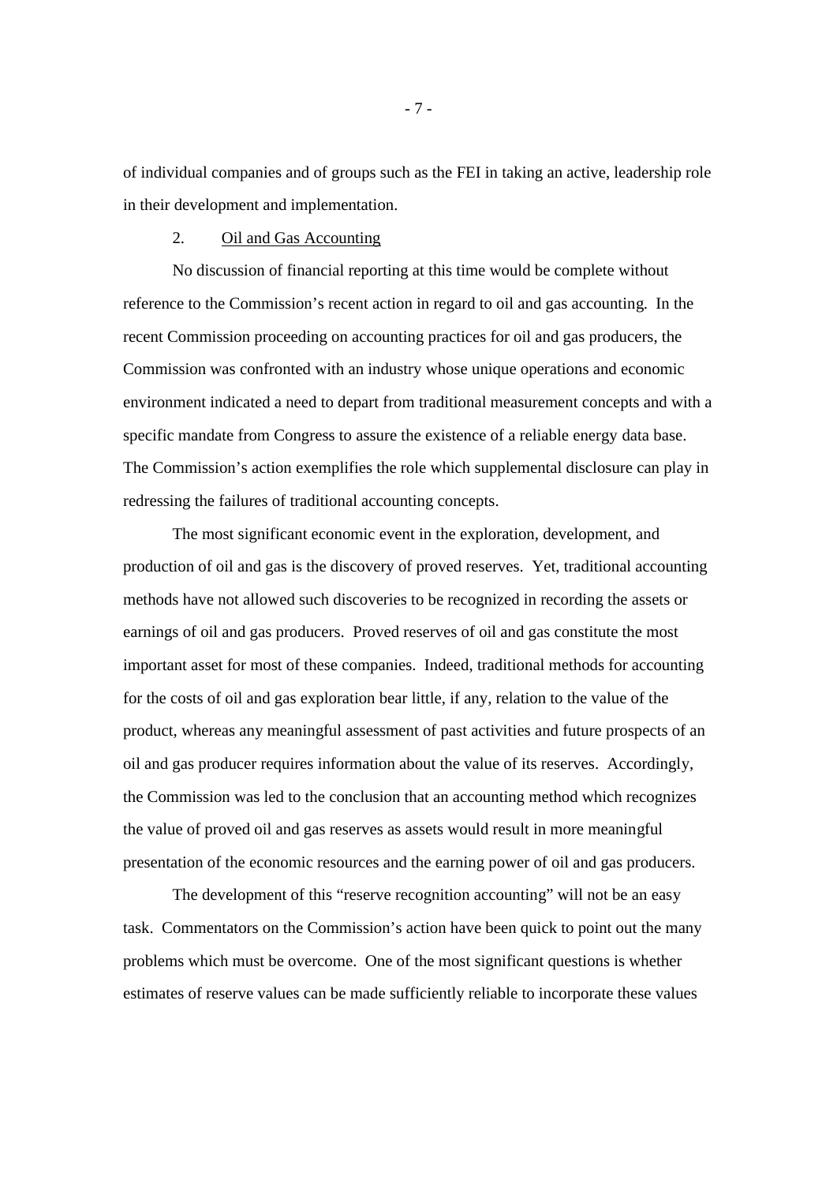of individual companies and of groups such as the FEI in taking an active, leadership role in their development and implementation.

2. Oil and Gas Accounting

No discussion of financial reporting at this time would be complete without reference to the Commission's recent action in regard to oil and gas accounting. In the recent Commission proceeding on accounting practices for oil and gas producers, the Commission was confronted with an industry whose unique operations and economic environment indicated a need to depart from traditional measurement concepts and with a specific mandate from Congress to assure the existence of a reliable energy data base. The Commission's action exemplifies the role which supplemental disclosure can play in redressing the failures of traditional accounting concepts.

The most significant economic event in the exploration, development, and production of oil and gas is the discovery of proved reserves. Yet, traditional accounting methods have not allowed such discoveries to be recognized in recording the assets or earnings of oil and gas producers. Proved reserves of oil and gas constitute the most important asset for most of these companies. Indeed, traditional methods for accounting for the costs of oil and gas exploration bear little, if any, relation to the value of the product, whereas any meaningful assessment of past activities and future prospects of an oil and gas producer requires information about the value of its reserves. Accordingly, the Commission was led to the conclusion that an accounting method which recognizes the value of proved oil and gas reserves as assets would result in more meaningful presentation of the economic resources and the earning power of oil and gas producers.

The development of this "reserve recognition accounting" will not be an easy task. Commentators on the Commission's action have been quick to point out the many problems which must be overcome. One of the most significant questions is whether estimates of reserve values can be made sufficiently reliable to incorporate these values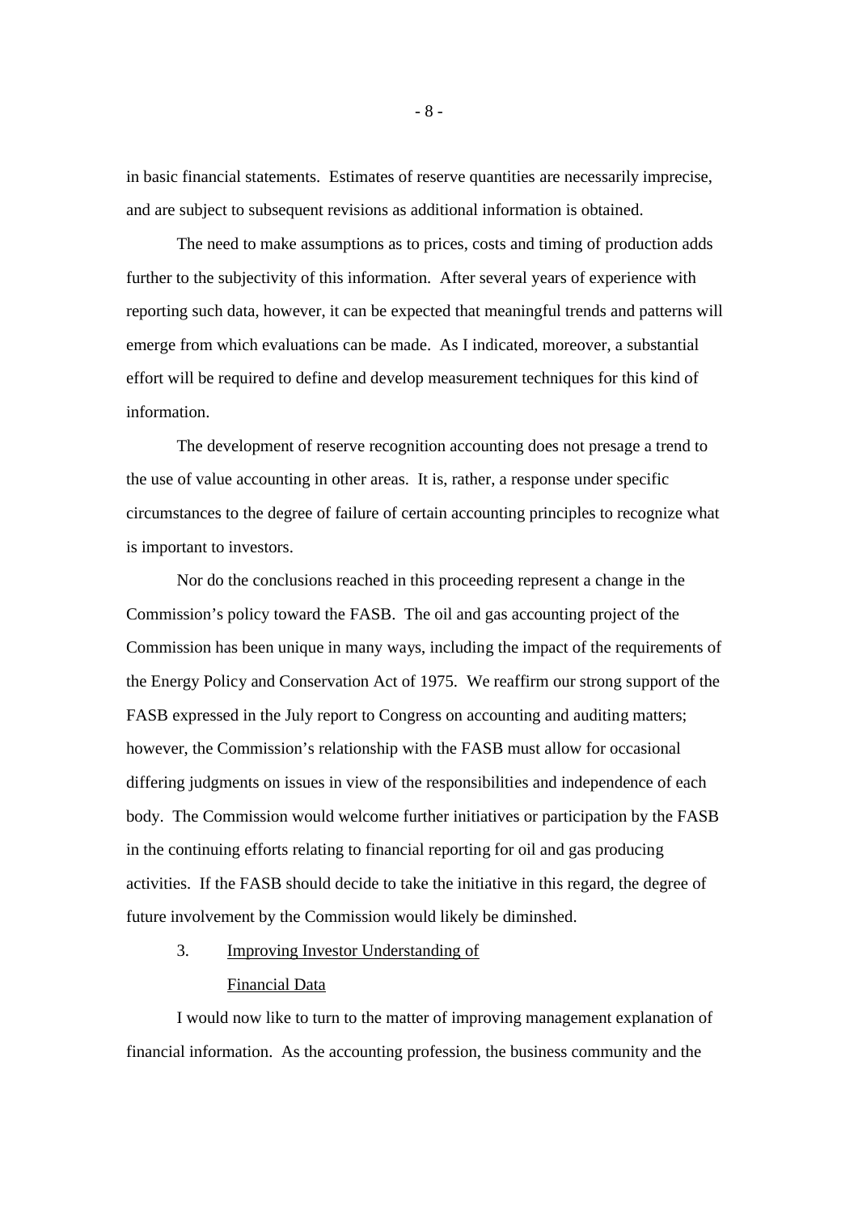in basic financial statements. Estimates of reserve quantities are necessarily imprecise, and are subject to subsequent revisions as additional information is obtained.

The need to make assumptions as to prices, costs and timing of production adds further to the subjectivity of this information. After several years of experience with reporting such data, however, it can be expected that meaningful trends and patterns will emerge from which evaluations can be made. As I indicated, moreover, a substantial effort will be required to define and develop measurement techniques for this kind of information.

The development of reserve recognition accounting does not presage a trend to the use of value accounting in other areas. It is, rather, a response under specific circumstances to the degree of failure of certain accounting principles to recognize what is important to investors.

Nor do the conclusions reached in this proceeding represent a change in the Commission's policy toward the FASB. The oil and gas accounting project of the Commission has been unique in many ways, including the impact of the requirements of the Energy Policy and Conservation Act of 1975. We reaffirm our strong support of the FASB expressed in the July report to Congress on accounting and auditing matters; however, the Commission's relationship with the FASB must allow for occasional differing judgments on issues in view of the responsibilities and independence of each body. The Commission would welcome further initiatives or participation by the FASB in the continuing efforts relating to financial reporting for oil and gas producing activities. If the FASB should decide to take the initiative in this regard, the degree of future involvement by the Commission would likely be diminshed.

### 3. Improving Investor Understanding of Financial Data

I would now like to turn to the matter of improving management explanation of financial information. As the accounting profession, the business community and the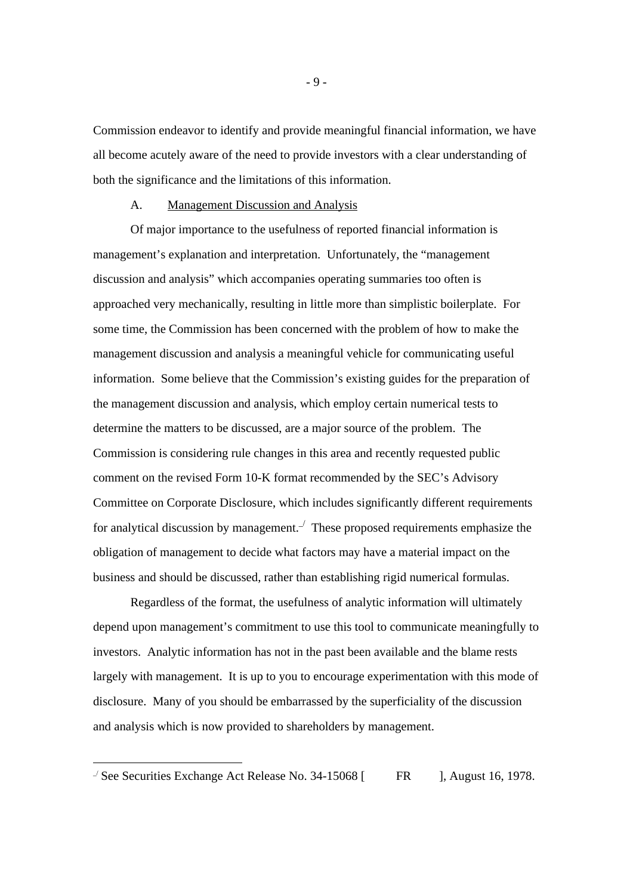Commission endeavor to identify and provide meaningful financial information, we have all become acutely aware of the need to provide investors with a clear understanding of both the significance and the limitations of this information.

A. Management Discussion and Analysis

Of major importance to the usefulness of reported financial information is management's explanation and interpretation. Unfortunately, the "management discussion and analysis" which accompanies operating summaries too often is approached very mechanically, resulting in little more than simplistic boilerplate. For some time, the Commission has been concerned with the problem of how to make the management discussion and analysis a meaningful vehicle for communicating useful information. Some believe that the Commission's existing guides for the preparation of the management discussion and analysis, which employ certain numerical tests to determine the matters to be discussed, are a major source of the problem. The Commission is considering rule changes in this area and recently requested public comment on the revised Form 10-K format recommended by the SEC's Advisory Committee on Corporate Disclosure, which includes significantly different requirements for analytical discussion by management.[_/] These proposed requirements emphasize the obligation of management to decide what factors may have a material impact on the business and should be discussed, rather than establishing rigid numerical formulas.

Regardless of the format, the usefulness of analytic information will ultimately depend upon management's commitment to use this tool to communicate meaningfully to investors. Analytic information has not in the past been available and the blame rests largely with management. It is up to you to encourage experimentation with this mode of disclosure. Many of you should be embarrassed by the superficiality of the discussion and analysis which is now provided to shareholders by management.

---

[_/] See Securities Exchange Act Release No. 34-15068 [ FR ], August 16, 1978.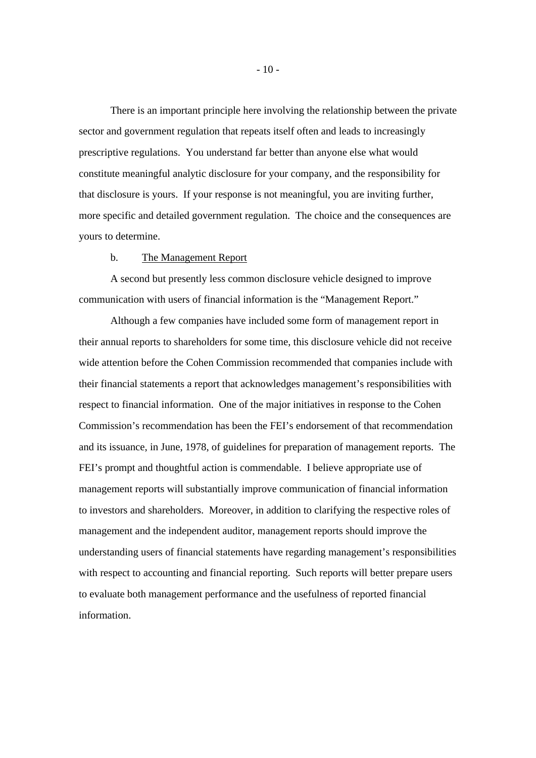There is an important principle here involving the relationship between the private sector and government regulation that repeats itself often and leads to increasingly prescriptive regulations. You understand far better than anyone else what would constitute meaningful analytic disclosure for your company, and the responsibility for that disclosure is yours. If your response is not meaningful, you are inviting further, more specific and detailed government regulation. The choice and the consequences are yours to determine.

b. The Management Report

A second but presently less common disclosure vehicle designed to improve communication with users of financial information is the "Management Report."

Although a few companies have included some form of management report in their annual reports to shareholders for some time, this disclosure vehicle did not receive wide attention before the Cohen Commission recommended that companies include with their financial statements a report that acknowledges management's responsibilities with respect to financial information. One of the major initiatives in response to the Cohen Commission's recommendation has been the FEI's endorsement of that recommendation and its issuance, in June, 1978, of guidelines for preparation of management reports. The FEI's prompt and thoughtful action is commendable. I believe appropriate use of management reports will substantially improve communication of financial information to investors and shareholders. Moreover, in addition to clarifying the respective roles of management and the independent auditor, management reports should improve the understanding users of financial statements have regarding management's responsibilities with respect to accounting and financial reporting. Such reports will better prepare users to evaluate both management performance and the usefulness of reported financial information.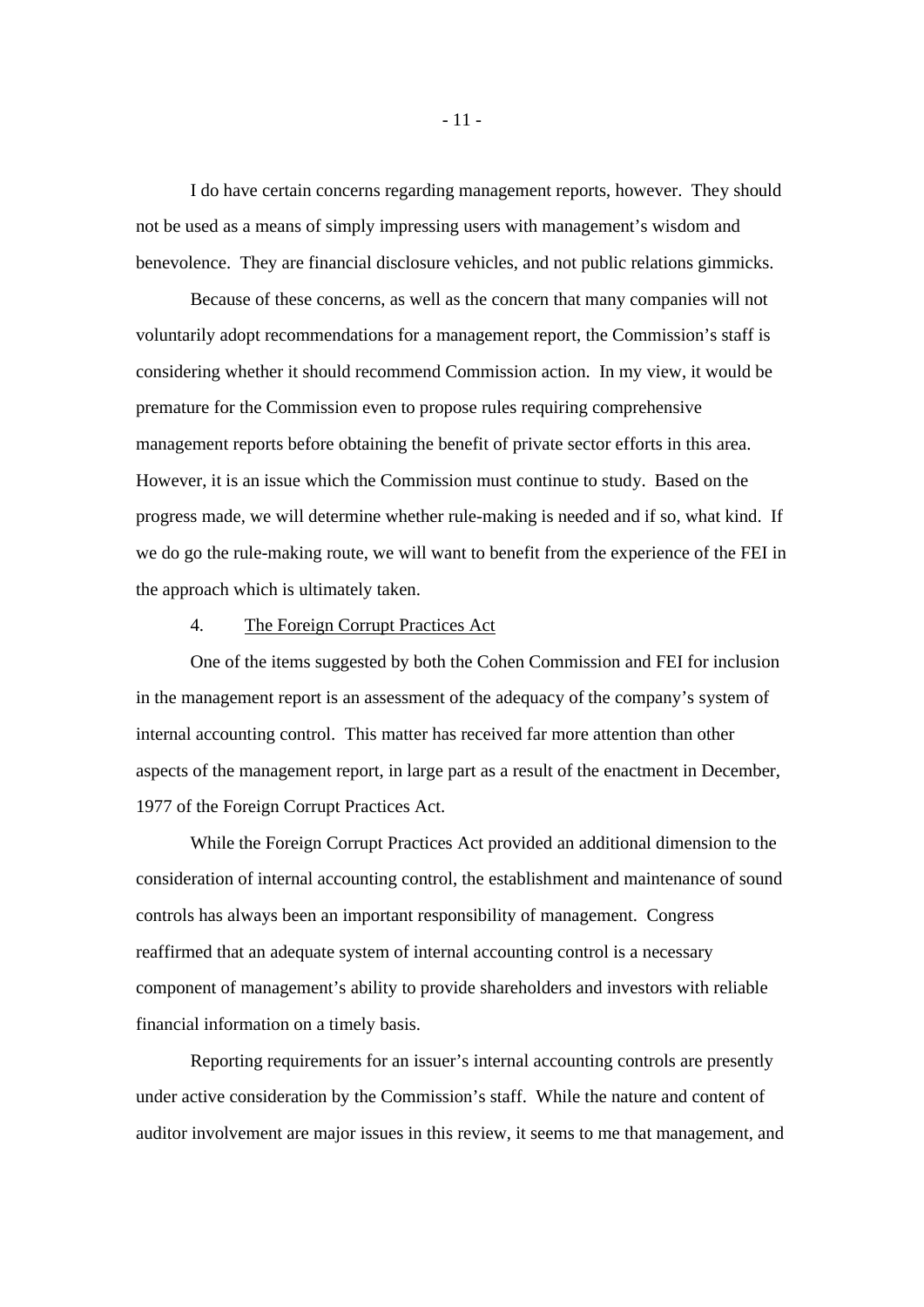I do have certain concerns regarding management reports, however. They should not be used as a means of simply impressing users with management's wisdom and benevolence. They are financial disclosure vehicles, and not public relations gimmicks.

Because of these concerns, as well as the concern that many companies will not voluntarily adopt recommendations for a management report, the Commission's staff is considering whether it should recommend Commission action. In my view, it would be premature for the Commission even to propose rules requiring comprehensive management reports before obtaining the benefit of private sector efforts in this area. However, it is an issue which the Commission must continue to study. Based on the progress made, we will determine whether rule-making is needed and if so, what kind. If we do go the rule-making route, we will want to benefit from the experience of the FEI in the approach which is ultimately taken.

4. <u>The Foreign Corrupt Practices Act</u>

One of the items suggested by both the Cohen Commission and FEI for inclusion in the management report is an assessment of the adequacy of the company's system of internal accounting control. This matter has received far more attention than other aspects of the management report, in large part as a result of the enactment in December, 1977 of the Foreign Corrupt Practices Act.

While the Foreign Corrupt Practices Act provided an additional dimension to the consideration of internal accounting control, the establishment and maintenance of sound controls has always been an important responsibility of management. Congress reaffirmed that an adequate system of internal accounting control is a necessary component of management's ability to provide shareholders and investors with reliable financial information on a timely basis.

Reporting requirements for an issuer's internal accounting controls are presently under active consideration by the Commission's staff. While the nature and content of auditor involvement are major issues in this review, it seems to me that management, and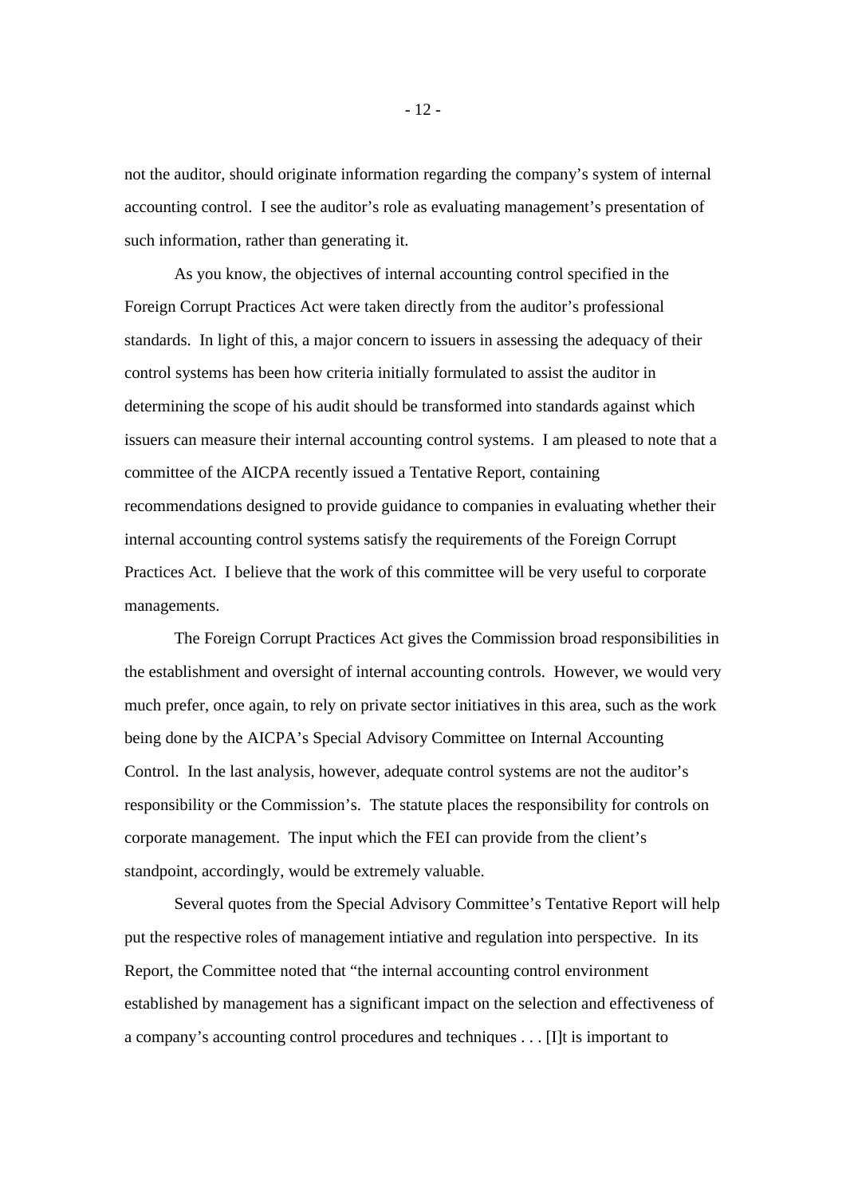not the auditor, should originate information regarding the company's system of internal accounting control. I see the auditor's role as evaluating management's presentation of such information, rather than generating it.

As you know, the objectives of internal accounting control specified in the Foreign Corrupt Practices Act were taken directly from the auditor's professional standards. In light of this, a major concern to issuers in assessing the adequacy of their control systems has been how criteria initially formulated to assist the auditor in determining the scope of his audit should be transformed into standards against which issuers can measure their internal accounting control systems. I am pleased to note that a committee of the AICPA recently issued a Tentative Report, containing recommendations designed to provide guidance to companies in evaluating whether their internal accounting control systems satisfy the requirements of the Foreign Corrupt Practices Act. I believe that the work of this committee will be very useful to corporate managements.

The Foreign Corrupt Practices Act gives the Commission broad responsibilities in the establishment and oversight of internal accounting controls. However, we would very much prefer, once again, to rely on private sector initiatives in this area, such as the work being done by the AICPA's Special Advisory Committee on Internal Accounting Control. In the last analysis, however, adequate control systems are not the auditor's responsibility or the Commission's. The statute places the responsibility for controls on corporate management. The input which the FEI can provide from the client's standpoint, accordingly, would be extremely valuable.

Several quotes from the Special Advisory Committee's Tentative Report will help put the respective roles of management intiative and regulation into perspective. In its Report, the Committee noted that "the internal accounting control environment established by management has a significant impact on the selection and effectiveness of a company's accounting control procedures and techniques . . . [I]t is important to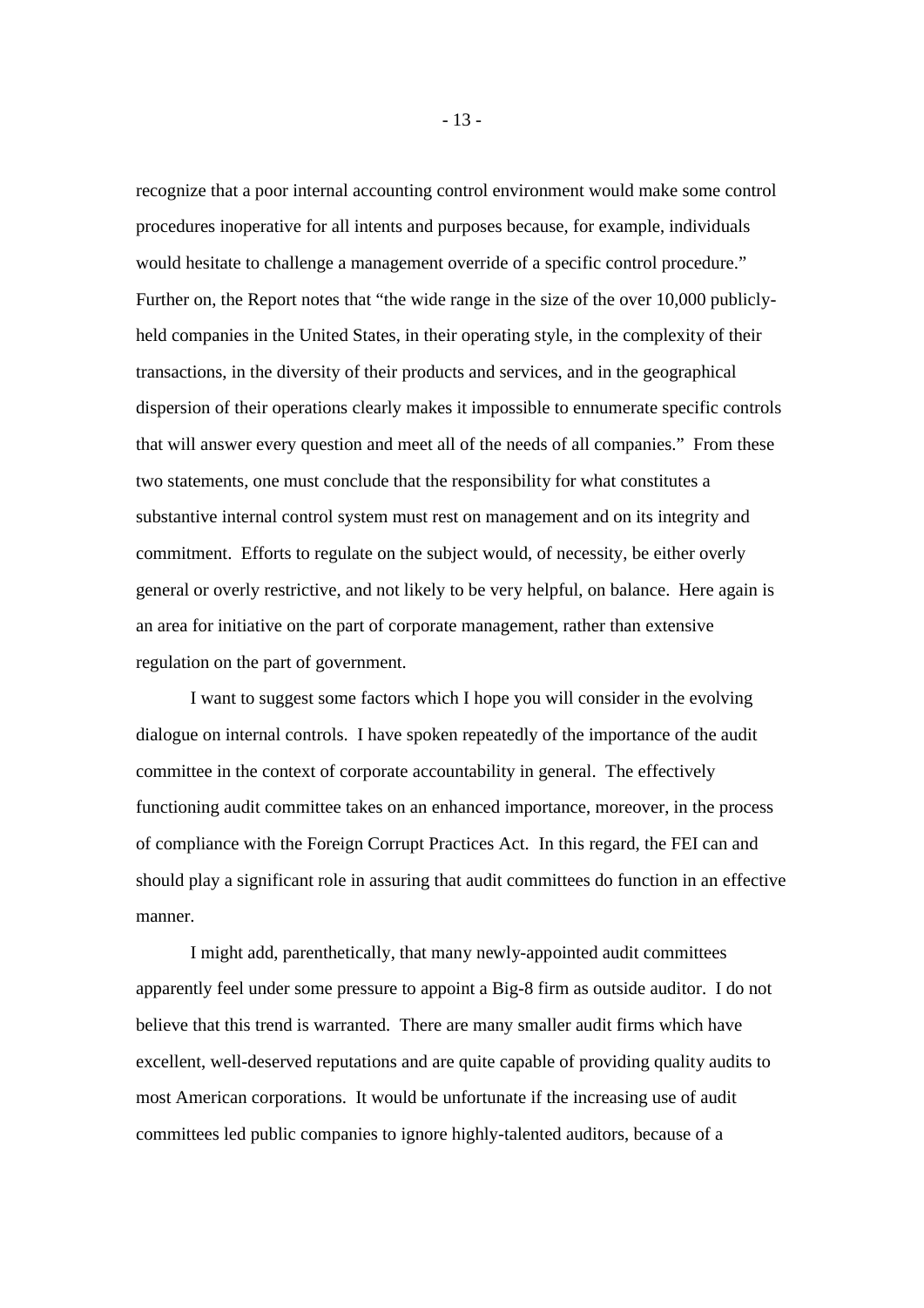recognize that a poor internal accounting control environment would make some control procedures inoperative for all intents and purposes because, for example, individuals would hesitate to challenge a management override of a specific control procedure." Further on, the Report notes that "the wide range in the size of the over 10,000 publicly-held companies in the United States, in their operating style, in the complexity of their transactions, in the diversity of their products and services, and in the geographical dispersion of their operations clearly makes it impossible to ennumerate specific controls that will answer every question and meet all of the needs of all companies." From these two statements, one must conclude that the responsibility for what constitutes a substantive internal control system must rest on management and on its integrity and commitment. Efforts to regulate on the subject would, of necessity, be either overly general or overly restrictive, and not likely to be very helpful, on balance. Here again is an area for initiative on the part of corporate management, rather than extensive regulation on the part of government.

I want to suggest some factors which I hope you will consider in the evolving dialogue on internal controls. I have spoken repeatedly of the importance of the audit committee in the context of corporate accountability in general. The effectively functioning audit committee takes on an enhanced importance, moreover, in the process of compliance with the Foreign Corrupt Practices Act. In this regard, the FEI can and should play a significant role in assuring that audit committees do function in an effective manner.

I might add, parenthetically, that many newly-appointed audit committees apparently feel under some pressure to appoint a Big-8 firm as outside auditor. I do not believe that this trend is warranted. There are many smaller audit firms which have excellent, well-deserved reputations and are quite capable of providing quality audits to most American corporations. It would be unfortunate if the increasing use of audit committees led public companies to ignore highly-talented auditors, because of a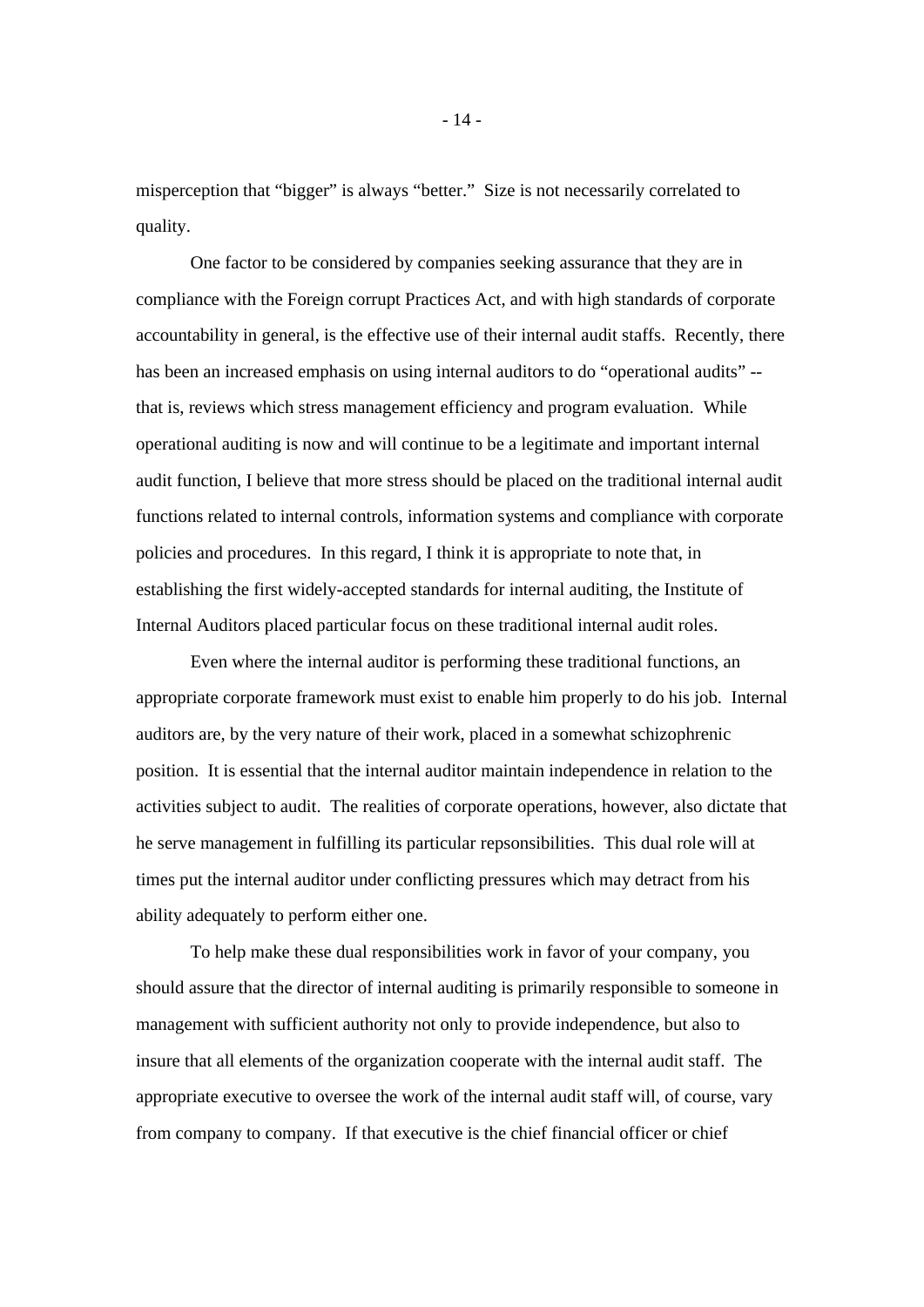misperception that "bigger" is always "better." Size is not necessarily correlated to quality.

One factor to be considered by companies seeking assurance that they are in compliance with the Foreign corrupt Practices Act, and with high standards of corporate accountability in general, is the effective use of their internal audit staffs. Recently, there has been an increased emphasis on using internal auditors to do "operational audits" -- that is, reviews which stress management efficiency and program evaluation. While operational auditing is now and will continue to be a legitimate and important internal audit function, I believe that more stress should be placed on the traditional internal audit functions related to internal controls, information systems and compliance with corporate policies and procedures. In this regard, I think it is appropriate to note that, in establishing the first widely-accepted standards for internal auditing, the Institute of Internal Auditors placed particular focus on these traditional internal audit roles.

Even where the internal auditor is performing these traditional functions, an appropriate corporate framework must exist to enable him properly to do his job. Internal auditors are, by the very nature of their work, placed in a somewhat schizophrenic position. It is essential that the internal auditor maintain independence in relation to the activities subject to audit. The realities of corporate operations, however, also dictate that he serve management in fulfilling its particular repsonsibilities. This dual role will at times put the internal auditor under conflicting pressures which may detract from his ability adequately to perform either one.

To help make these dual responsibilities work in favor of your company, you should assure that the director of internal auditing is primarily responsible to someone in management with sufficient authority not only to provide independence, but also to insure that all elements of the organization cooperate with the internal audit staff. The appropriate executive to oversee the work of the internal audit staff will, of course, vary from company to company. If that executive is the chief financial officer or chief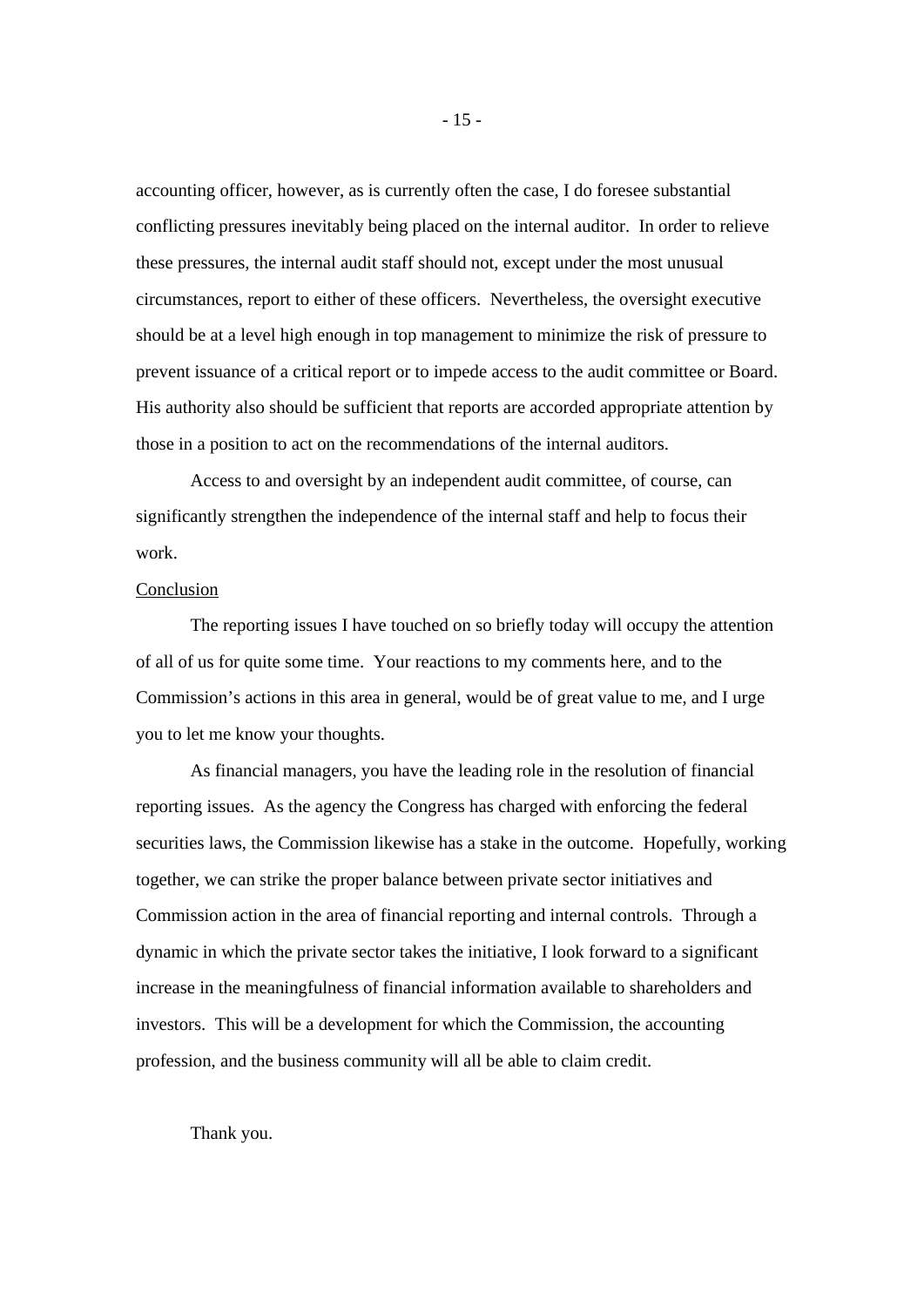accounting officer, however, as is currently often the case, I do foresee substantial conflicting pressures inevitably being placed on the internal auditor. In order to relieve these pressures, the internal audit staff should not, except under the most unusual circumstances, report to either of these officers. Nevertheless, the oversight executive should be at a level high enough in top management to minimize the risk of pressure to prevent issuance of a critical report or to impede access to the audit committee or Board. His authority also should be sufficient that reports are accorded appropriate attention by those in a position to act on the recommendations of the internal auditors.

Access to and oversight by an independent audit committee, of course, can significantly strengthen the independence of the internal staff and help to focus their work.

<u>Conclusion</u>

The reporting issues I have touched on so briefly today will occupy the attention of all of us for quite some time. Your reactions to my comments here, and to the Commission's actions in this area in general, would be of great value to me, and I urge you to let me know your thoughts.

As financial managers, you have the leading role in the resolution of financial reporting issues. As the agency the Congress has charged with enforcing the federal securities laws, the Commission likewise has a stake in the outcome. Hopefully, working together, we can strike the proper balance between private sector initiatives and Commission action in the area of financial reporting and internal controls. Through a dynamic in which the private sector takes the initiative, I look forward to a significant increase in the meaningfulness of financial information available to shareholders and investors. This will be a development for which the Commission, the accounting profession, and the business community will all be able to claim credit.

Thank you.